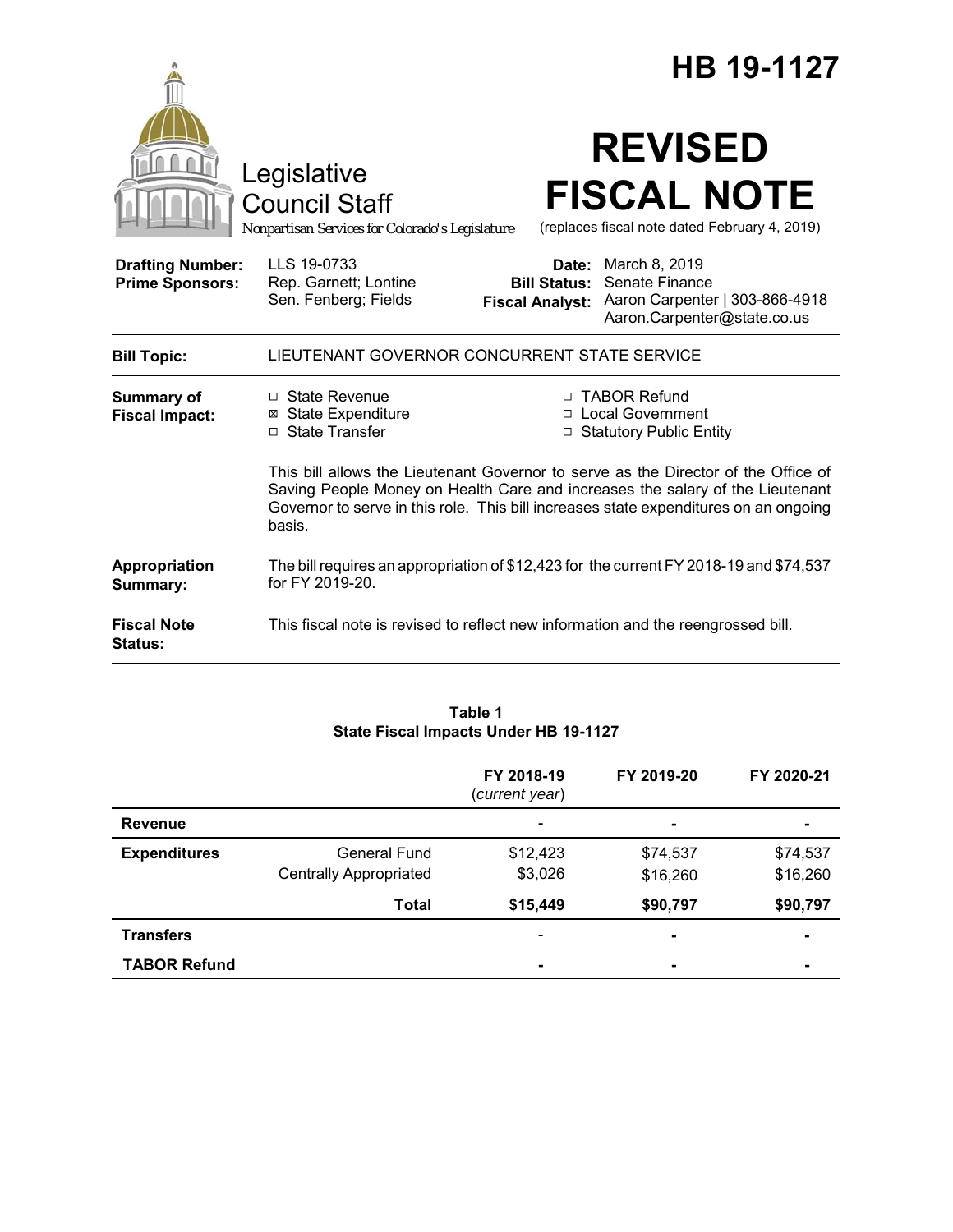# HB 19-1127

Legislative Council Staff

*Nonpartisan Services for Colorado's Legislature*

# REVISED FISCAL NOTE

(replaces fiscal note dated February 4, 2019)

| | | | |
|---|---|---|---|
| **Drafting Number:** | LLS 19-0733 | **Date:** | March 8, 2019 |
| **Prime Sponsors:** | Rep. Garnett; Lontine<br>Sen. Fenberg; Fields | **Bill Status:** | Senate Finance |
| | | **Fiscal Analyst:** | Aaron Carpenter \| 303-866-4918<br>Aaron.Carpenter@state.co.us |

**Bill Topic:** LIEUTENANT GOVERNOR CONCURRENT STATE SERVICE

**Summary of Fiscal Impact:**

- ☐ State Revenue
- ☒ State Expenditure
- ☐ State Transfer
- ☐ TABOR Refund
- ☐ Local Government
- ☐ Statutory Public Entity

This bill allows the Lieutenant Governor to serve as the Director of the Office of Saving People Money on Health Care and increases the salary of the Lieutenant Governor to serve in this role. This bill increases state expenditures on an ongoing basis.

**Appropriation Summary:** The bill requires an appropriation of $12,423 for the current FY 2018-19 and $74,537 for FY 2019-20.

**Fiscal Note Status:** This fiscal note is revised to reflect new information and the reengrossed bill.

**Table 1**
**State Fiscal Impacts Under HB 19-1127**

| | | FY 2018-19 (*current year*) | FY 2019-20 | FY 2020-21 |
|---|---|---|---|---|
| **Revenue** | | - | - | - |
| **Expenditures** | General Fund | $12,423 | $74,537 | $74,537 |
| | Centrally Appropriated | $3,026 | $16,260 | $16,260 |
| | **Total** | **$15,449** | **$90,797** | **$90,797** |
| **Transfers** | | - | - | - |
| **TABOR Refund** | | - | - | - |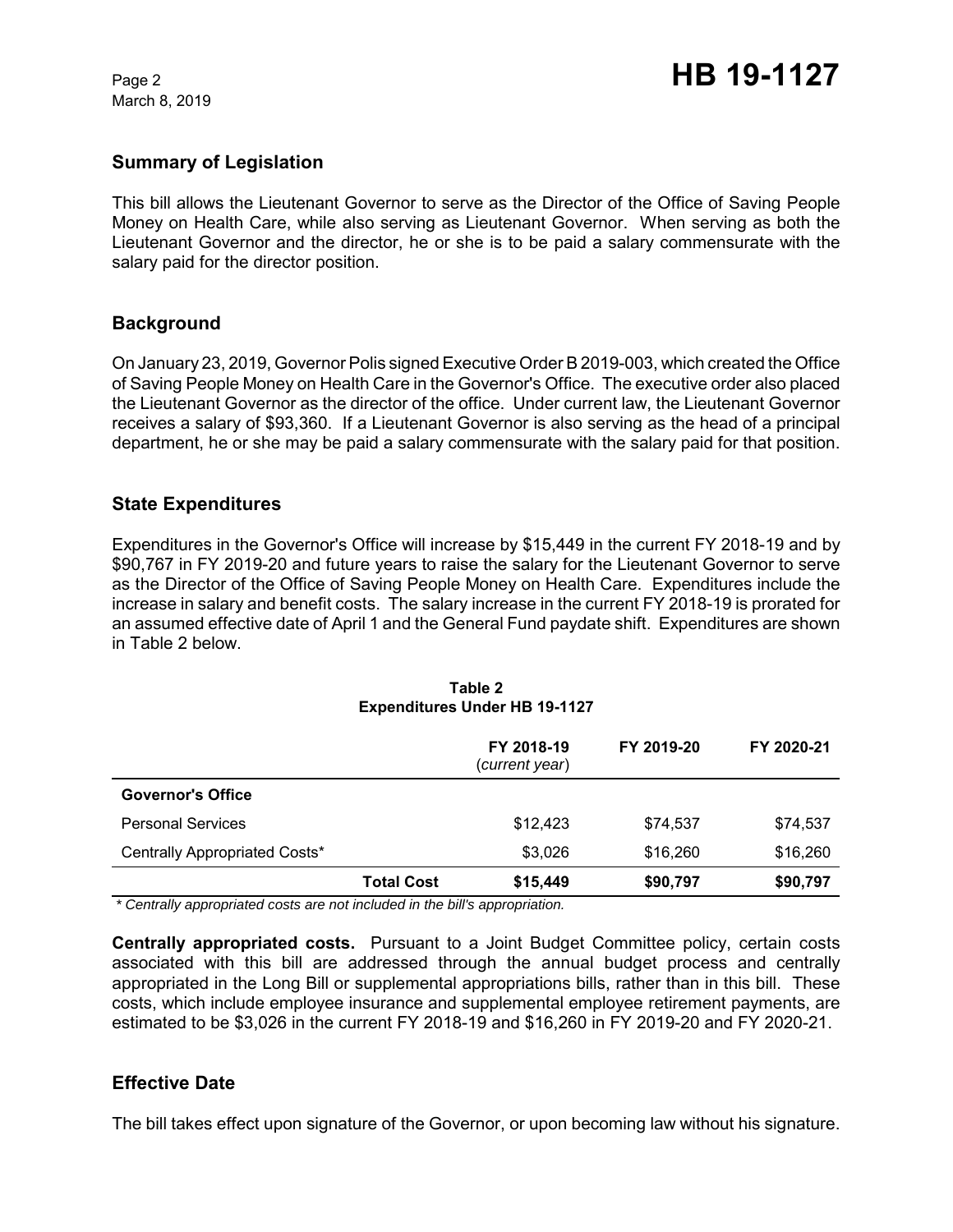## Summary of Legislation

This bill allows the Lieutenant Governor to serve as the Director of the Office of Saving People Money on Health Care, while also serving as Lieutenant Governor. When serving as both the Lieutenant Governor and the director, he or she is to be paid a salary commensurate with the salary paid for the director position.

## Background

On January 23, 2019, Governor Polis signed Executive Order B 2019-003, which created the Office of Saving People Money on Health Care in the Governor's Office. The executive order also placed the Lieutenant Governor as the director of the office. Under current law, the Lieutenant Governor receives a salary of $93,360. If a Lieutenant Governor is also serving as the head of a principal department, he or she may be paid a salary commensurate with the salary paid for that position.

## State Expenditures

Expenditures in the Governor's Office will increase by $15,449 in the current FY 2018-19 and by $90,767 in FY 2019-20 and future years to raise the salary for the Lieutenant Governor to serve as the Director of the Office of Saving People Money on Health Care. Expenditures include the increase in salary and benefit costs. The salary increase in the current FY 2018-19 is prorated for an assumed effective date of April 1 and the General Fund paydate shift. Expenditures are shown in Table 2 below.

**Table 2**
**Expenditures Under HB 19-1127**

| | | FY 2018-19 (*current year*) | FY 2019-20 | FY 2020-21 |
|---|---|---|---|---|
| **Governor's Office** | | | | |
| Personal Services | | $12,423 | $74,537 | $74,537 |
| Centrally Appropriated Costs* | | $3,026 | $16,260 | $16,260 |
| | **Total Cost** | **$15,449** | **$90,797** | **$90,797** |

*\* Centrally appropriated costs are not included in the bill's appropriation.*

**Centrally appropriated costs.** Pursuant to a Joint Budget Committee policy, certain costs associated with this bill are addressed through the annual budget process and centrally appropriated in the Long Bill or supplemental appropriations bills, rather than in this bill. These costs, which include employee insurance and supplemental employee retirement payments, are estimated to be $3,026 in the current FY 2018-19 and $16,260 in FY 2019-20 and FY 2020-21.

## Effective Date

The bill takes effect upon signature of the Governor, or upon becoming law without his signature.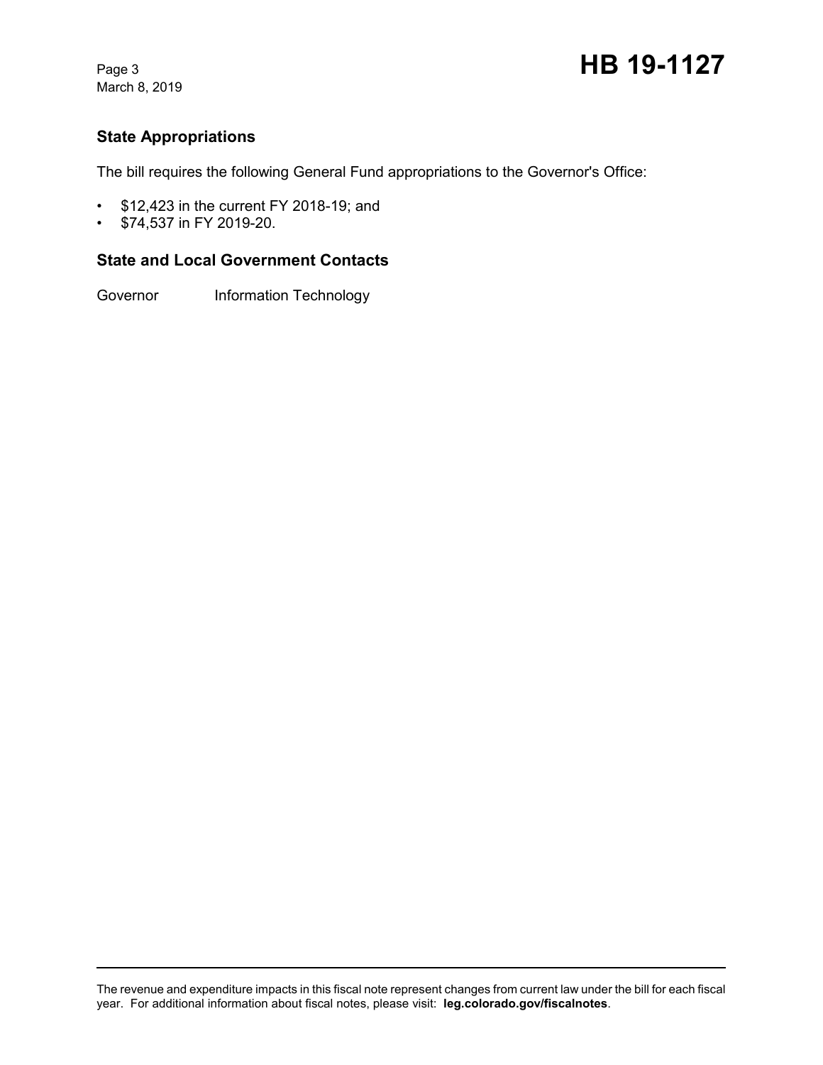## State Appropriations

The bill requires the following General Fund appropriations to the Governor's Office:

- $12,423 in the current FY 2018-19; and
- $74,537 in FY 2019-20.

## State and Local Government Contacts

Governor    Information Technology

The revenue and expenditure impacts in this fiscal note represent changes from current law under the bill for each fiscal year. For additional information about fiscal notes, please visit: **leg.colorado.gov/fiscalnotes**.